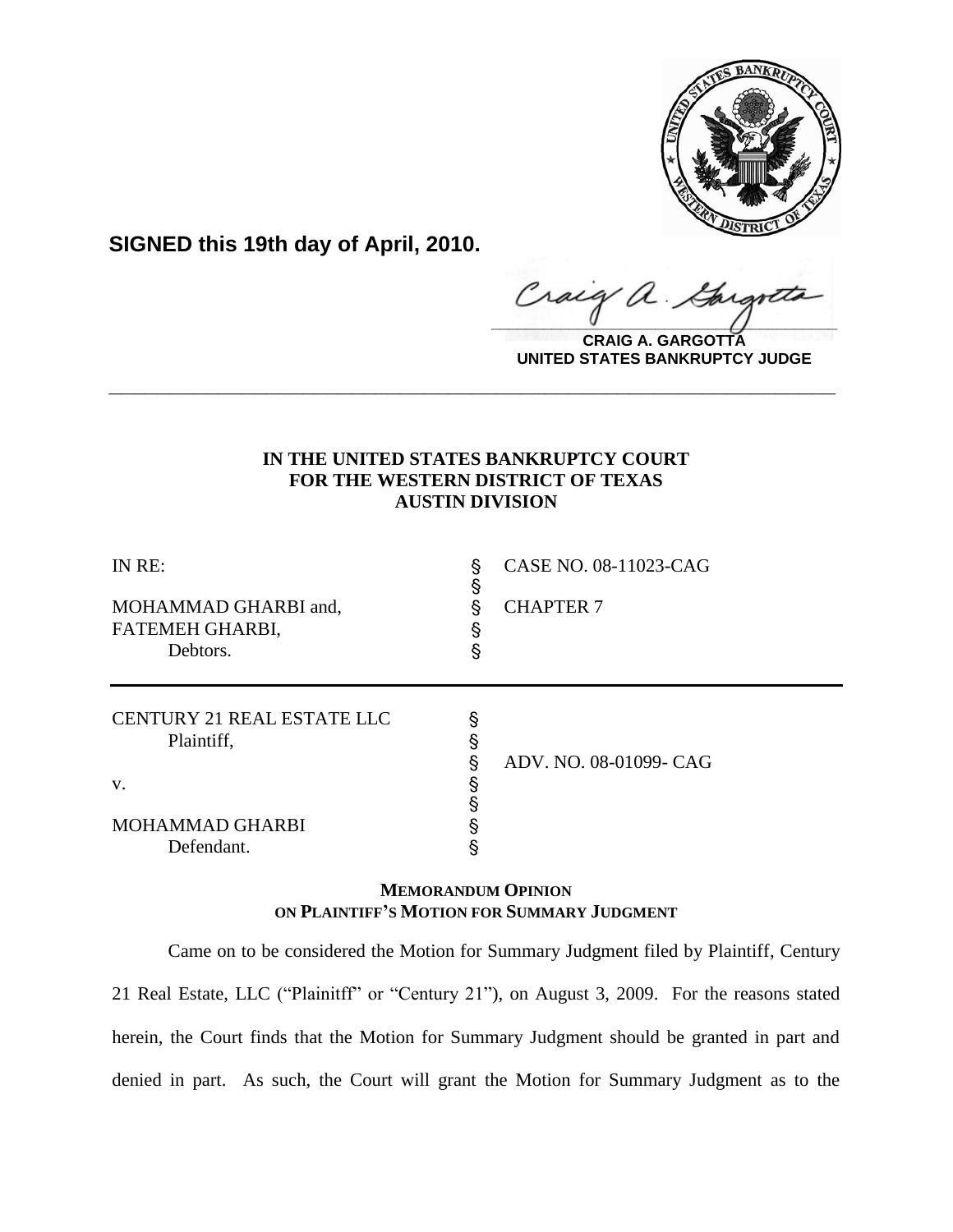**SIGNED this 19th day of April, 2010.**

**CRAIG A. GARGOTTA**
**UNITED STATES BANKRUPTCY JUDGE**

---

**IN THE UNITED STATES BANKRUPTCY COURT**
**FOR THE WESTERN DISTRICT OF TEXAS**
**AUSTIN DIVISION**

| | | |
|---|---|---|
| IN RE: | § | CASE NO. 08-11023-CAG |
| | § | |
| MOHAMMAD GHARBI and, | § | CHAPTER 7 |
| FATEMEH GHARBI, | § | |
| Debtors. | § | |

| | | |
|---|---|---|
| CENTURY 21 REAL ESTATE LLC | § | |
| Plaintiff, | § | |
| | § | ADV. NO. 08-01099- CAG |
| v. | § | |
| | § | |
| MOHAMMAD GHARBI | § | |
| Defendant. | § | |

**MEMORANDUM OPINION**
**ON PLAINTIFF'S MOTION FOR SUMMARY JUDGMENT**

Came on to be considered the Motion for Summary Judgment filed by Plaintiff, Century 21 Real Estate, LLC ("Plainitff" or "Century 21"), on August 3, 2009. For the reasons stated herein, the Court finds that the Motion for Summary Judgment should be granted in part and denied in part. As such, the Court will grant the Motion for Summary Judgment as to the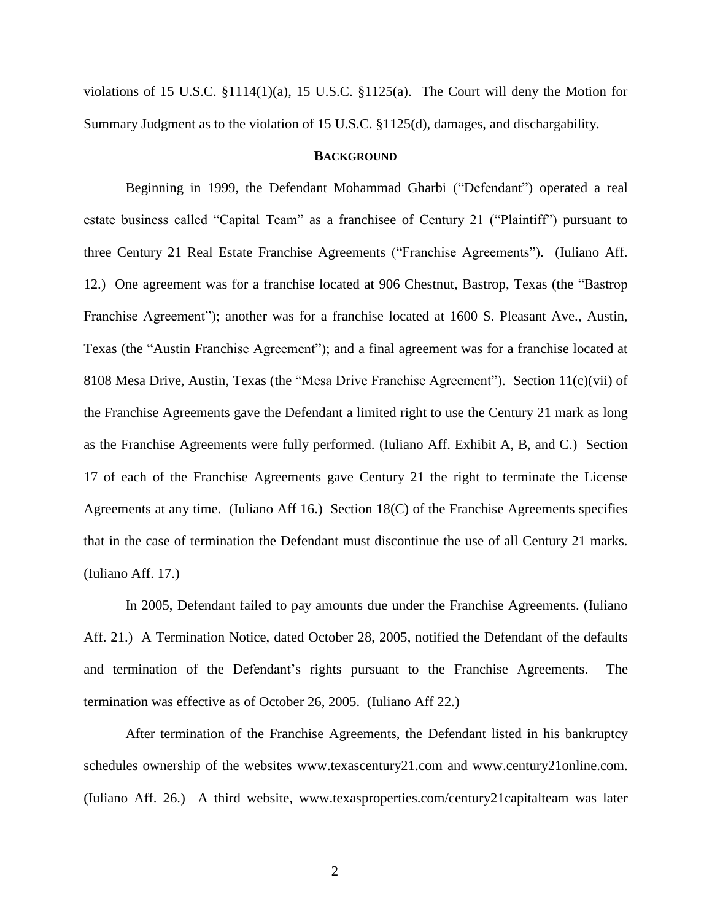violations of 15 U.S.C. §1114(1)(a), 15 U.S.C. §1125(a). The Court will deny the Motion for Summary Judgment as to the violation of 15 U.S.C. §1125(d), damages, and dischargability.

## **BACKGROUND**

Beginning in 1999, the Defendant Mohammad Gharbi ("Defendant") operated a real estate business called "Capital Team" as a franchisee of Century 21 ("Plaintiff") pursuant to three Century 21 Real Estate Franchise Agreements ("Franchise Agreements"). (Iuliano Aff. 12.) One agreement was for a franchise located at 906 Chestnut, Bastrop, Texas (the "Bastrop Franchise Agreement"); another was for a franchise located at 1600 S. Pleasant Ave., Austin, Texas (the "Austin Franchise Agreement"); and a final agreement was for a franchise located at 8108 Mesa Drive, Austin, Texas (the "Mesa Drive Franchise Agreement"). Section 11(c)(vii) of the Franchise Agreements gave the Defendant a limited right to use the Century 21 mark as long as the Franchise Agreements were fully performed. (Iuliano Aff. Exhibit A, B, and C.) Section 17 of each of the Franchise Agreements gave Century 21 the right to terminate the License Agreements at any time. (Iuliano Aff 16.) Section 18(C) of the Franchise Agreements specifies that in the case of termination the Defendant must discontinue the use of all Century 21 marks. (Iuliano Aff. 17.)

In 2005, Defendant failed to pay amounts due under the Franchise Agreements. (Iuliano Aff. 21.) A Termination Notice, dated October 28, 2005, notified the Defendant of the defaults and termination of the Defendant's rights pursuant to the Franchise Agreements. The termination was effective as of October 26, 2005. (Iuliano Aff 22.)

After termination of the Franchise Agreements, the Defendant listed in his bankruptcy schedules ownership of the websites www.texascentury21.com and www.century21online.com. (Iuliano Aff. 26.) A third website, www.texasproperties.com/century21capitalteam was later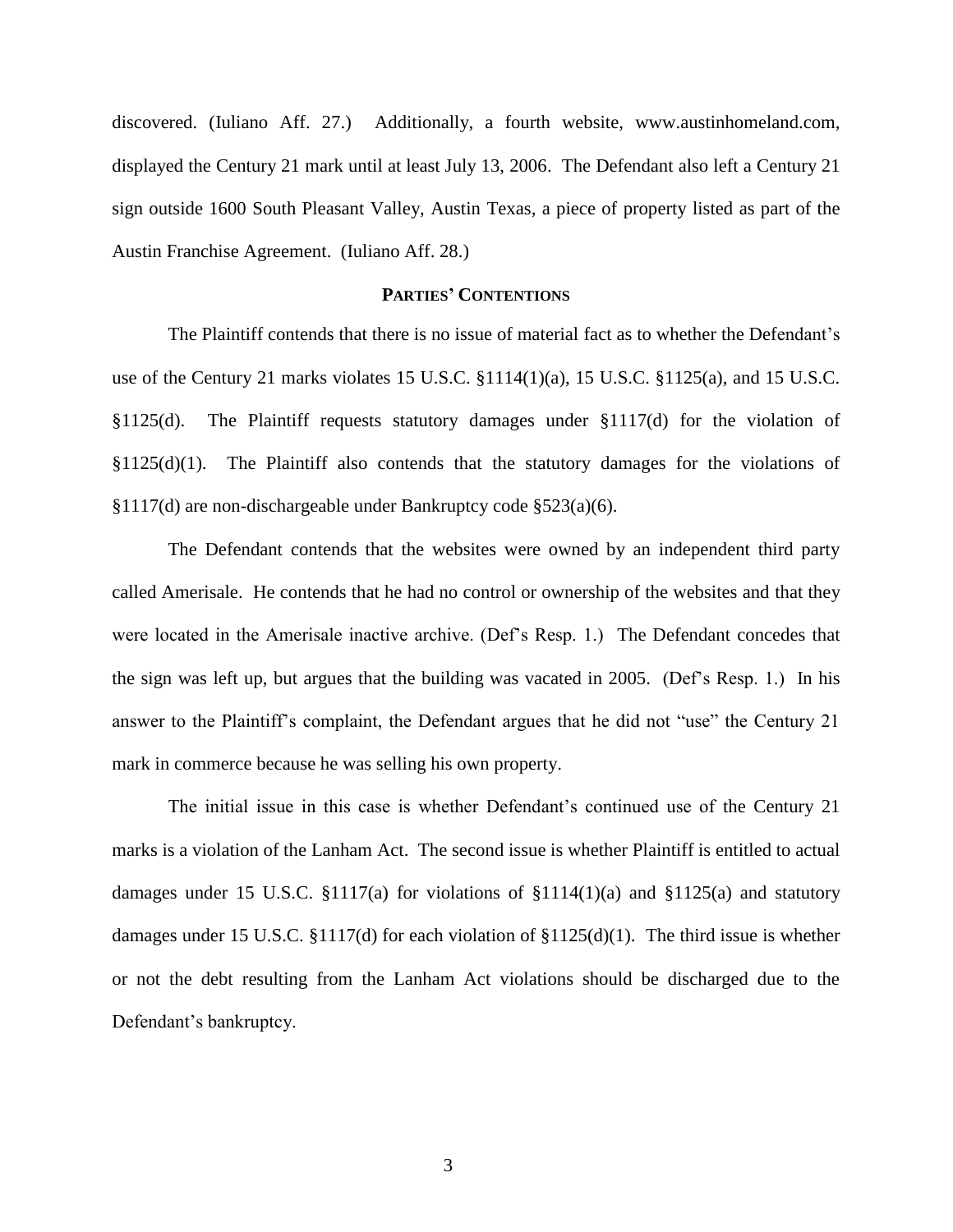discovered. (Iuliano Aff. 27.) Additionally, a fourth website, www.austinhomeland.com, displayed the Century 21 mark until at least July 13, 2006. The Defendant also left a Century 21 sign outside 1600 South Pleasant Valley, Austin Texas, a piece of property listed as part of the Austin Franchise Agreement. (Iuliano Aff. 28.)

## PARTIES' CONTENTIONS

The Plaintiff contends that there is no issue of material fact as to whether the Defendant's use of the Century 21 marks violates 15 U.S.C. §1114(1)(a), 15 U.S.C. §1125(a), and 15 U.S.C. §1125(d). The Plaintiff requests statutory damages under §1117(d) for the violation of §1125(d)(1). The Plaintiff also contends that the statutory damages for the violations of §1117(d) are non-dischargeable under Bankruptcy code §523(a)(6).

The Defendant contends that the websites were owned by an independent third party called Amerisale. He contends that he had no control or ownership of the websites and that they were located in the Amerisale inactive archive. (Def's Resp. 1.) The Defendant concedes that the sign was left up, but argues that the building was vacated in 2005. (Def's Resp. 1.) In his answer to the Plaintiff's complaint, the Defendant argues that he did not "use" the Century 21 mark in commerce because he was selling his own property.

The initial issue in this case is whether Defendant's continued use of the Century 21 marks is a violation of the Lanham Act. The second issue is whether Plaintiff is entitled to actual damages under 15 U.S.C. §1117(a) for violations of §1114(1)(a) and §1125(a) and statutory damages under 15 U.S.C. §1117(d) for each violation of §1125(d)(1). The third issue is whether or not the debt resulting from the Lanham Act violations should be discharged due to the Defendant's bankruptcy.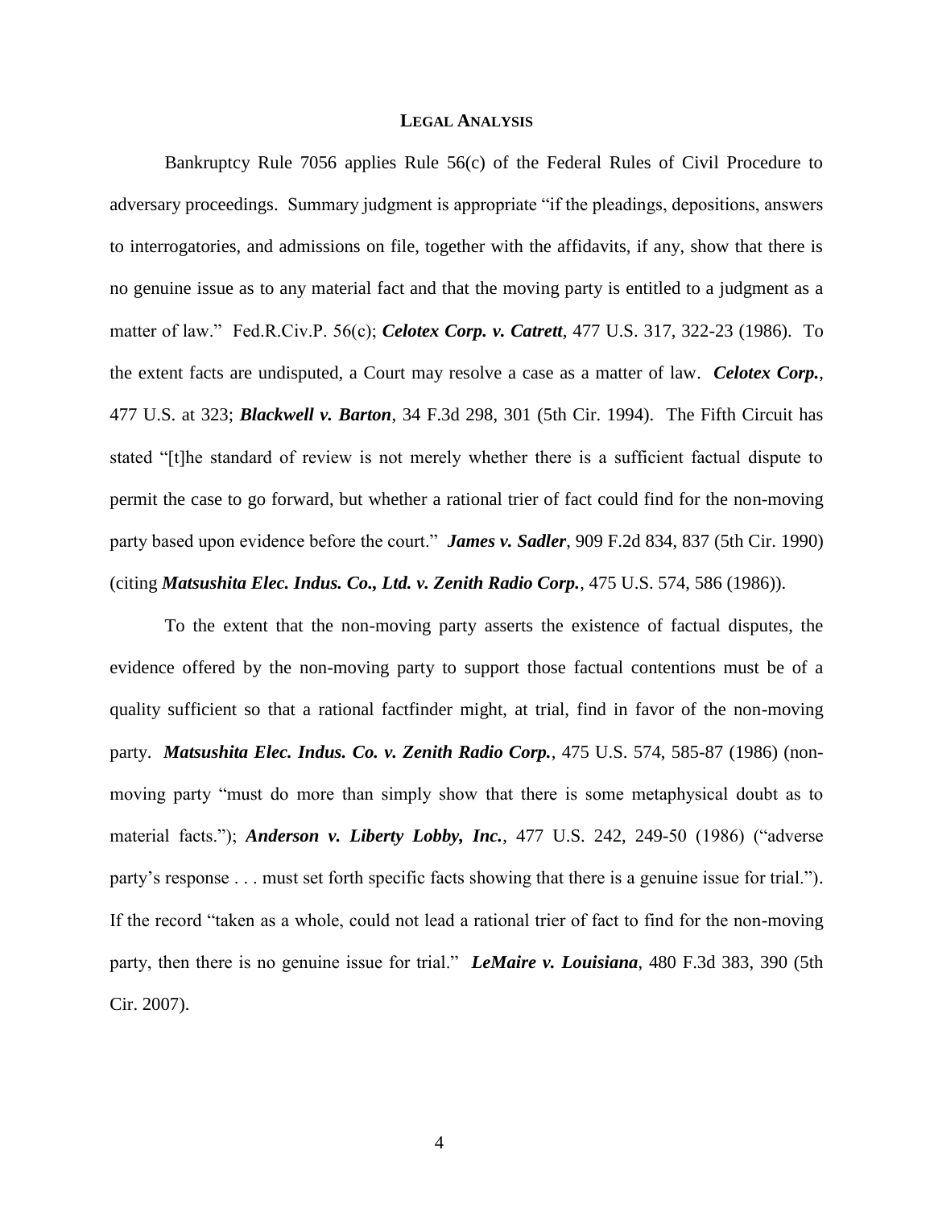## LEGAL ANALYSIS

Bankruptcy Rule 7056 applies Rule 56(c) of the Federal Rules of Civil Procedure to adversary proceedings. Summary judgment is appropriate "if the pleadings, depositions, answers to interrogatories, and admissions on file, together with the affidavits, if any, show that there is no genuine issue as to any material fact and that the moving party is entitled to a judgment as a matter of law." Fed.R.Civ.P. 56(c); ***Celotex Corp. v. Catrett***, 477 U.S. 317, 322-23 (1986). To the extent facts are undisputed, a Court may resolve a case as a matter of law. ***Celotex Corp.***, 477 U.S. at 323; ***Blackwell v. Barton***, 34 F.3d 298, 301 (5th Cir. 1994). The Fifth Circuit has stated "[t]he standard of review is not merely whether there is a sufficient factual dispute to permit the case to go forward, but whether a rational trier of fact could find for the non-moving party based upon evidence before the court." ***James v. Sadler***, 909 F.2d 834, 837 (5th Cir. 1990) (citing ***Matsushita Elec. Indus. Co., Ltd. v. Zenith Radio Corp.***, 475 U.S. 574, 586 (1986)).

To the extent that the non-moving party asserts the existence of factual disputes, the evidence offered by the non-moving party to support those factual contentions must be of a quality sufficient so that a rational factfinder might, at trial, find in favor of the non-moving party. ***Matsushita Elec. Indus. Co. v. Zenith Radio Corp.***, 475 U.S. 574, 585-87 (1986) (non-moving party "must do more than simply show that there is some metaphysical doubt as to material facts."); ***Anderson v. Liberty Lobby, Inc.***, 477 U.S. 242, 249-50 (1986) ("adverse party's response . . . must set forth specific facts showing that there is a genuine issue for trial."). If the record "taken as a whole, could not lead a rational trier of fact to find for the non-moving party, then there is no genuine issue for trial." ***LeMaire v. Louisiana***, 480 F.3d 383, 390 (5th Cir. 2007).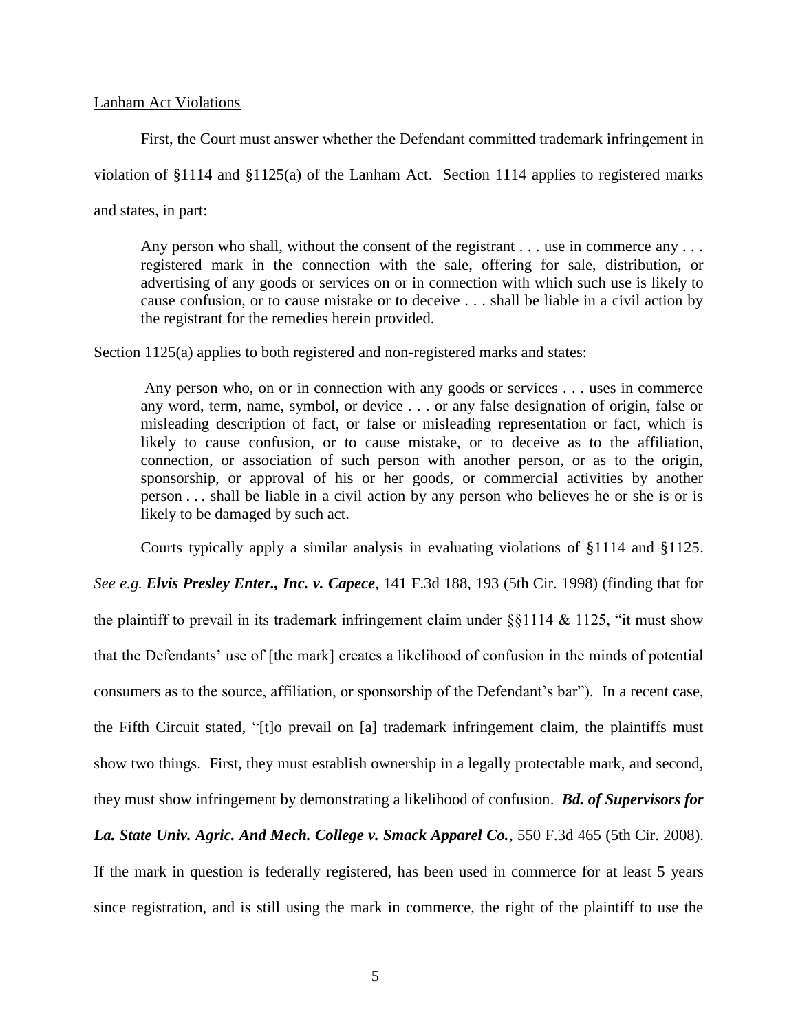<u>Lanham Act Violations</u>

First, the Court must answer whether the Defendant committed trademark infringement in violation of §1114 and §1125(a) of the Lanham Act. Section 1114 applies to registered marks and states, in part:

> Any person who shall, without the consent of the registrant . . . use in commerce any . . . registered mark in the connection with the sale, offering for sale, distribution, or advertising of any goods or services on or in connection with which such use is likely to cause confusion, or to cause mistake or to deceive . . . shall be liable in a civil action by the registrant for the remedies herein provided.

Section 1125(a) applies to both registered and non-registered marks and states:

> Any person who, on or in connection with any goods or services . . . uses in commerce any word, term, name, symbol, or device . . . or any false designation of origin, false or misleading description of fact, or false or misleading representation or fact, which is likely to cause confusion, or to cause mistake, or to deceive as to the affiliation, connection, or association of such person with another person, or as to the origin, sponsorship, or approval of his or her goods, or commercial activities by another person . . . shall be liable in a civil action by any person who believes he or she is or is likely to be damaged by such act.

Courts typically apply a similar analysis in evaluating violations of §1114 and §1125. *See e.g.* ***Elvis Presley Enter., Inc. v. Capece***, 141 F.3d 188, 193 (5th Cir. 1998) (finding that for the plaintiff to prevail in its trademark infringement claim under §§1114 & 1125, "it must show that the Defendants' use of [the mark] creates a likelihood of confusion in the minds of potential consumers as to the source, affiliation, or sponsorship of the Defendant's bar"). In a recent case, the Fifth Circuit stated, "[t]o prevail on [a] trademark infringement claim, the plaintiffs must show two things. First, they must establish ownership in a legally protectable mark, and second, they must show infringement by demonstrating a likelihood of confusion. ***Bd. of Supervisors for La. State Univ. Agric. And Mech. College v. Smack Apparel Co.***, 550 F.3d 465 (5th Cir. 2008). If the mark in question is federally registered, has been used in commerce for at least 5 years since registration, and is still using the mark in commerce, the right of the plaintiff to use the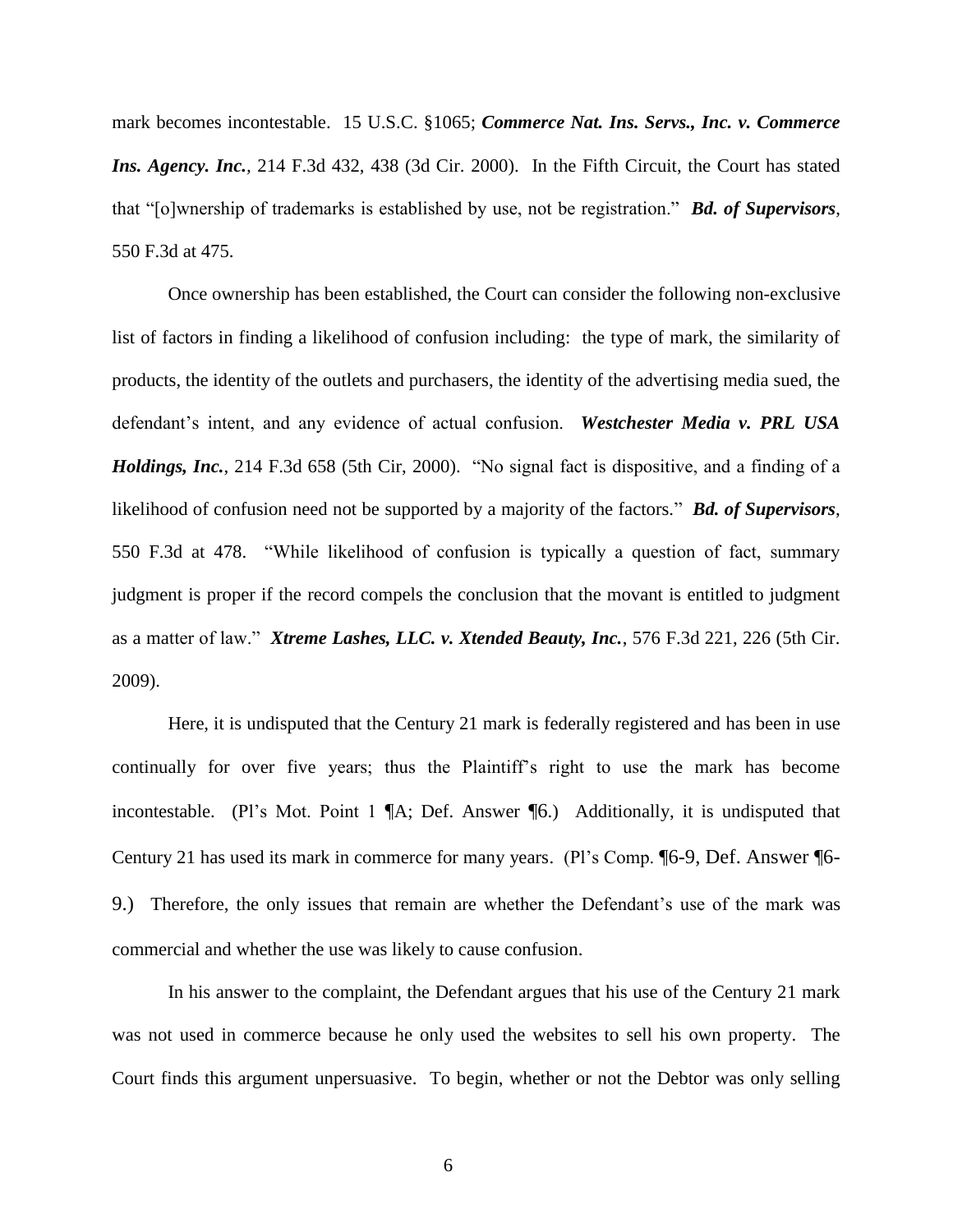mark becomes incontestable. 15 U.S.C. §1065; ***Commerce Nat. Ins. Servs., Inc. v. Commerce Ins. Agency. Inc.***, 214 F.3d 432, 438 (3d Cir. 2000). In the Fifth Circuit, the Court has stated that "[o]wnership of trademarks is established by use, not be registration." ***Bd. of Supervisors***, 550 F.3d at 475.

Once ownership has been established, the Court can consider the following non-exclusive list of factors in finding a likelihood of confusion including: the type of mark, the similarity of products, the identity of the outlets and purchasers, the identity of the advertising media sued, the defendant's intent, and any evidence of actual confusion. ***Westchester Media v. PRL USA Holdings, Inc.***, 214 F.3d 658 (5th Cir, 2000). "No signal fact is dispositive, and a finding of a likelihood of confusion need not be supported by a majority of the factors." ***Bd. of Supervisors***, 550 F.3d at 478. "While likelihood of confusion is typically a question of fact, summary judgment is proper if the record compels the conclusion that the movant is entitled to judgment as a matter of law." ***Xtreme Lashes, LLC. v. Xtended Beauty, Inc.***, 576 F.3d 221, 226 (5th Cir. 2009).

Here, it is undisputed that the Century 21 mark is federally registered and has been in use continually for over five years; thus the Plaintiff's right to use the mark has become incontestable. (Pl's Mot. Point 1 ¶A; Def. Answer ¶6.) Additionally, it is undisputed that Century 21 has used its mark in commerce for many years. (Pl's Comp. ¶6-9, Def. Answer ¶6-9.) Therefore, the only issues that remain are whether the Defendant's use of the mark was commercial and whether the use was likely to cause confusion.

In his answer to the complaint, the Defendant argues that his use of the Century 21 mark was not used in commerce because he only used the websites to sell his own property. The Court finds this argument unpersuasive. To begin, whether or not the Debtor was only selling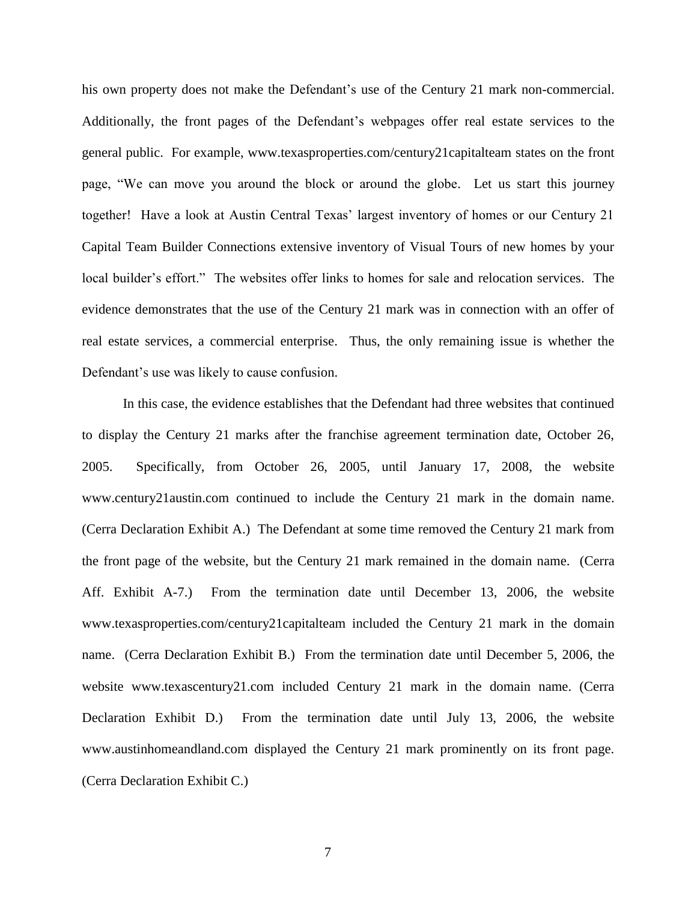his own property does not make the Defendant's use of the Century 21 mark non-commercial. Additionally, the front pages of the Defendant's webpages offer real estate services to the general public. For example, www.texasproperties.com/century21capitalteam states on the front page, "We can move you around the block or around the globe. Let us start this journey together! Have a look at Austin Central Texas' largest inventory of homes or our Century 21 Capital Team Builder Connections extensive inventory of Visual Tours of new homes by your local builder's effort." The websites offer links to homes for sale and relocation services. The evidence demonstrates that the use of the Century 21 mark was in connection with an offer of real estate services, a commercial enterprise. Thus, the only remaining issue is whether the Defendant's use was likely to cause confusion.

In this case, the evidence establishes that the Defendant had three websites that continued to display the Century 21 marks after the franchise agreement termination date, October 26, 2005. Specifically, from October 26, 2005, until January 17, 2008, the website www.century21austin.com continued to include the Century 21 mark in the domain name. (Cerra Declaration Exhibit A.) The Defendant at some time removed the Century 21 mark from the front page of the website, but the Century 21 mark remained in the domain name. (Cerra Aff. Exhibit A-7.) From the termination date until December 13, 2006, the website www.texasproperties.com/century21capitalteam included the Century 21 mark in the domain name. (Cerra Declaration Exhibit B.) From the termination date until December 5, 2006, the website www.texascentury21.com included Century 21 mark in the domain name. (Cerra Declaration Exhibit D.) From the termination date until July 13, 2006, the website www.austinhomeandland.com displayed the Century 21 mark prominently on its front page. (Cerra Declaration Exhibit C.)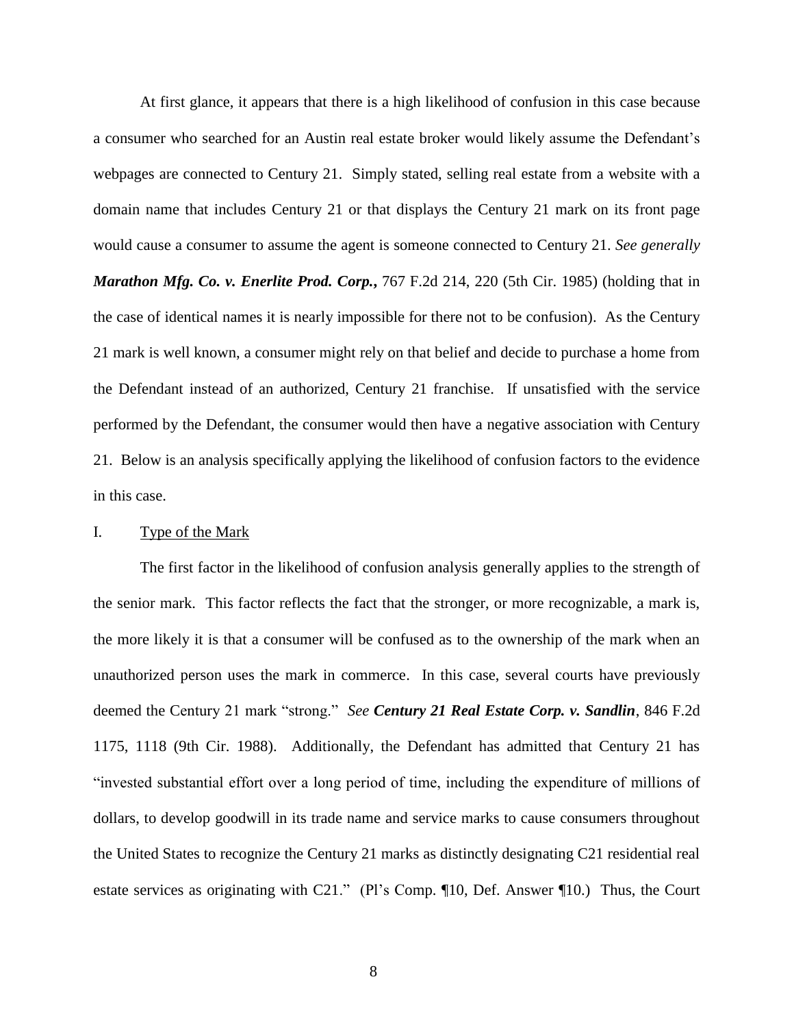At first glance, it appears that there is a high likelihood of confusion in this case because a consumer who searched for an Austin real estate broker would likely assume the Defendant's webpages are connected to Century 21. Simply stated, selling real estate from a website with a domain name that includes Century 21 or that displays the Century 21 mark on its front page would cause a consumer to assume the agent is someone connected to Century 21. *See generally* ***Marathon Mfg. Co. v. Enerlite Prod. Corp.***, 767 F.2d 214, 220 (5th Cir. 1985) (holding that in the case of identical names it is nearly impossible for there not to be confusion). As the Century 21 mark is well known, a consumer might rely on that belief and decide to purchase a home from the Defendant instead of an authorized, Century 21 franchise. If unsatisfied with the service performed by the Defendant, the consumer would then have a negative association with Century 21. Below is an analysis specifically applying the likelihood of confusion factors to the evidence in this case.

## I. Type of the Mark

The first factor in the likelihood of confusion analysis generally applies to the strength of the senior mark. This factor reflects the fact that the stronger, or more recognizable, a mark is, the more likely it is that a consumer will be confused as to the ownership of the mark when an unauthorized person uses the mark in commerce. In this case, several courts have previously deemed the Century 21 mark "strong." *See* ***Century 21 Real Estate Corp. v. Sandlin***, 846 F.2d 1175, 1118 (9th Cir. 1988). Additionally, the Defendant has admitted that Century 21 has "invested substantial effort over a long period of time, including the expenditure of millions of dollars, to develop goodwill in its trade name and service marks to cause consumers throughout the United States to recognize the Century 21 marks as distinctly designating C21 residential real estate services as originating with C21." (Pl's Comp. ¶10, Def. Answer ¶10.) Thus, the Court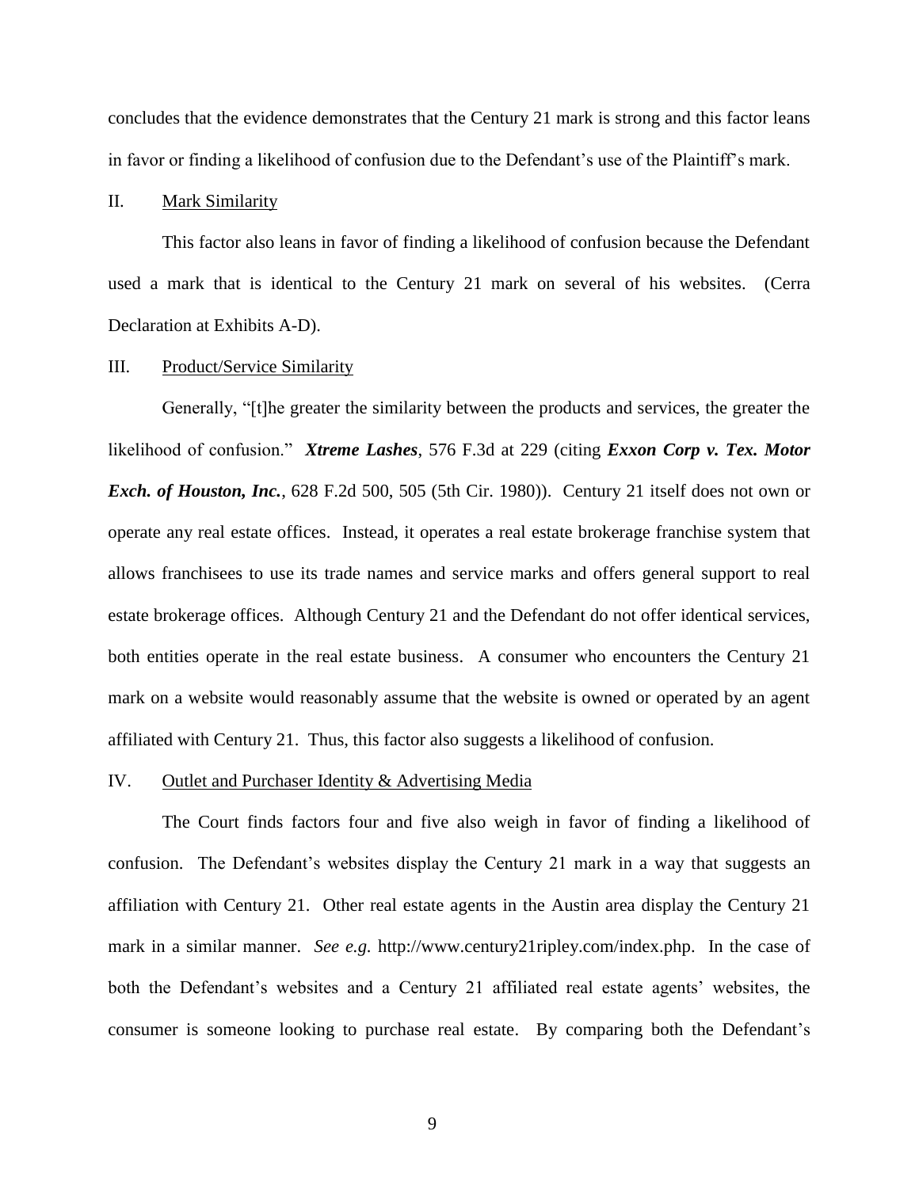concludes that the evidence demonstrates that the Century 21 mark is strong and this factor leans in favor or finding a likelihood of confusion due to the Defendant's use of the Plaintiff's mark.

II. Mark Similarity

This factor also leans in favor of finding a likelihood of confusion because the Defendant used a mark that is identical to the Century 21 mark on several of his websites. (Cerra Declaration at Exhibits A-D).

III. Product/Service Similarity

Generally, "[t]he greater the similarity between the products and services, the greater the likelihood of confusion." ***Xtreme Lashes***, 576 F.3d at 229 (citing ***Exxon Corp v. Tex. Motor Exch. of Houston, Inc.***, 628 F.2d 500, 505 (5th Cir. 1980)). Century 21 itself does not own or operate any real estate offices. Instead, it operates a real estate brokerage franchise system that allows franchisees to use its trade names and service marks and offers general support to real estate brokerage offices. Although Century 21 and the Defendant do not offer identical services, both entities operate in the real estate business. A consumer who encounters the Century 21 mark on a website would reasonably assume that the website is owned or operated by an agent affiliated with Century 21. Thus, this factor also suggests a likelihood of confusion.

IV. Outlet and Purchaser Identity & Advertising Media

The Court finds factors four and five also weigh in favor of finding a likelihood of confusion. The Defendant's websites display the Century 21 mark in a way that suggests an affiliation with Century 21. Other real estate agents in the Austin area display the Century 21 mark in a similar manner. *See e.g.* http://www.century21ripley.com/index.php. In the case of both the Defendant's websites and a Century 21 affiliated real estate agents' websites, the consumer is someone looking to purchase real estate. By comparing both the Defendant's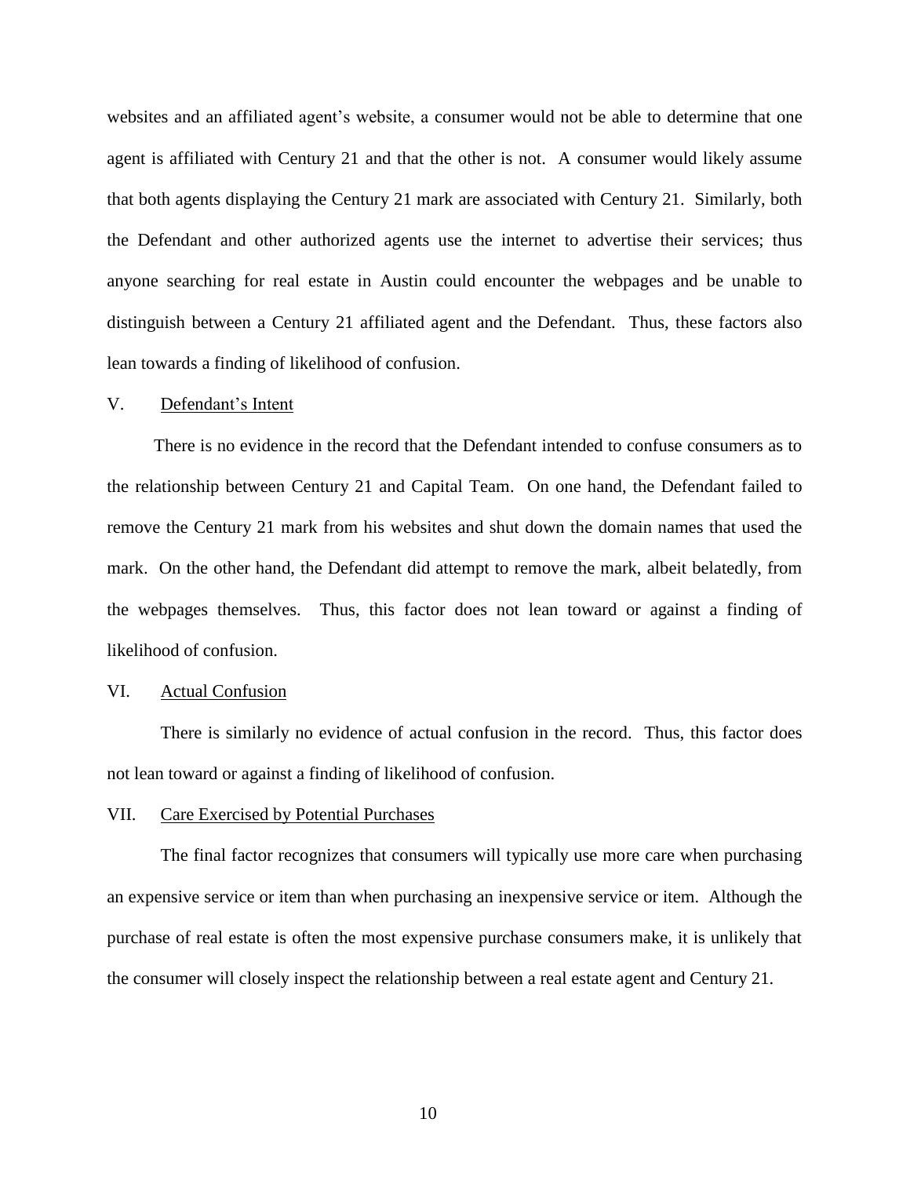websites and an affiliated agent's website, a consumer would not be able to determine that one agent is affiliated with Century 21 and that the other is not. A consumer would likely assume that both agents displaying the Century 21 mark are associated with Century 21. Similarly, both the Defendant and other authorized agents use the internet to advertise their services; thus anyone searching for real estate in Austin could encounter the webpages and be unable to distinguish between a Century 21 affiliated agent and the Defendant. Thus, these factors also lean towards a finding of likelihood of confusion.

V. Defendant's Intent

There is no evidence in the record that the Defendant intended to confuse consumers as to the relationship between Century 21 and Capital Team. On one hand, the Defendant failed to remove the Century 21 mark from his websites and shut down the domain names that used the mark. On the other hand, the Defendant did attempt to remove the mark, albeit belatedly, from the webpages themselves. Thus, this factor does not lean toward or against a finding of likelihood of confusion.

VI. Actual Confusion

There is similarly no evidence of actual confusion in the record. Thus, this factor does not lean toward or against a finding of likelihood of confusion.

VII. Care Exercised by Potential Purchases

The final factor recognizes that consumers will typically use more care when purchasing an expensive service or item than when purchasing an inexpensive service or item. Although the purchase of real estate is often the most expensive purchase consumers make, it is unlikely that the consumer will closely inspect the relationship between a real estate agent and Century 21.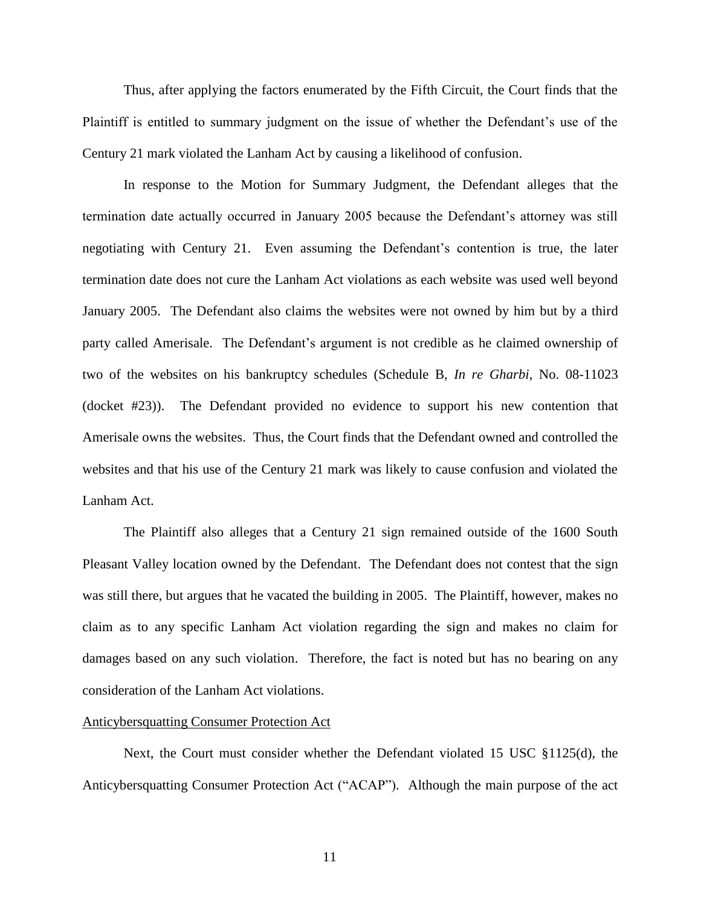Thus, after applying the factors enumerated by the Fifth Circuit, the Court finds that the Plaintiff is entitled to summary judgment on the issue of whether the Defendant's use of the Century 21 mark violated the Lanham Act by causing a likelihood of confusion.

In response to the Motion for Summary Judgment, the Defendant alleges that the termination date actually occurred in January 2005 because the Defendant's attorney was still negotiating with Century 21. Even assuming the Defendant's contention is true, the later termination date does not cure the Lanham Act violations as each website was used well beyond January 2005. The Defendant also claims the websites were not owned by him but by a third party called Amerisale. The Defendant's argument is not credible as he claimed ownership of two of the websites on his bankruptcy schedules (Schedule B, *In re Gharbi*, No. 08-11023 (docket #23)). The Defendant provided no evidence to support his new contention that Amerisale owns the websites. Thus, the Court finds that the Defendant owned and controlled the websites and that his use of the Century 21 mark was likely to cause confusion and violated the Lanham Act.

The Plaintiff also alleges that a Century 21 sign remained outside of the 1600 South Pleasant Valley location owned by the Defendant. The Defendant does not contest that the sign was still there, but argues that he vacated the building in 2005. The Plaintiff, however, makes no claim as to any specific Lanham Act violation regarding the sign and makes no claim for damages based on any such violation. Therefore, the fact is noted but has no bearing on any consideration of the Lanham Act violations.

<u>Anticybersquatting Consumer Protection Act</u>

Next, the Court must consider whether the Defendant violated 15 USC §1125(d), the Anticybersquatting Consumer Protection Act ("ACAP"). Although the main purpose of the act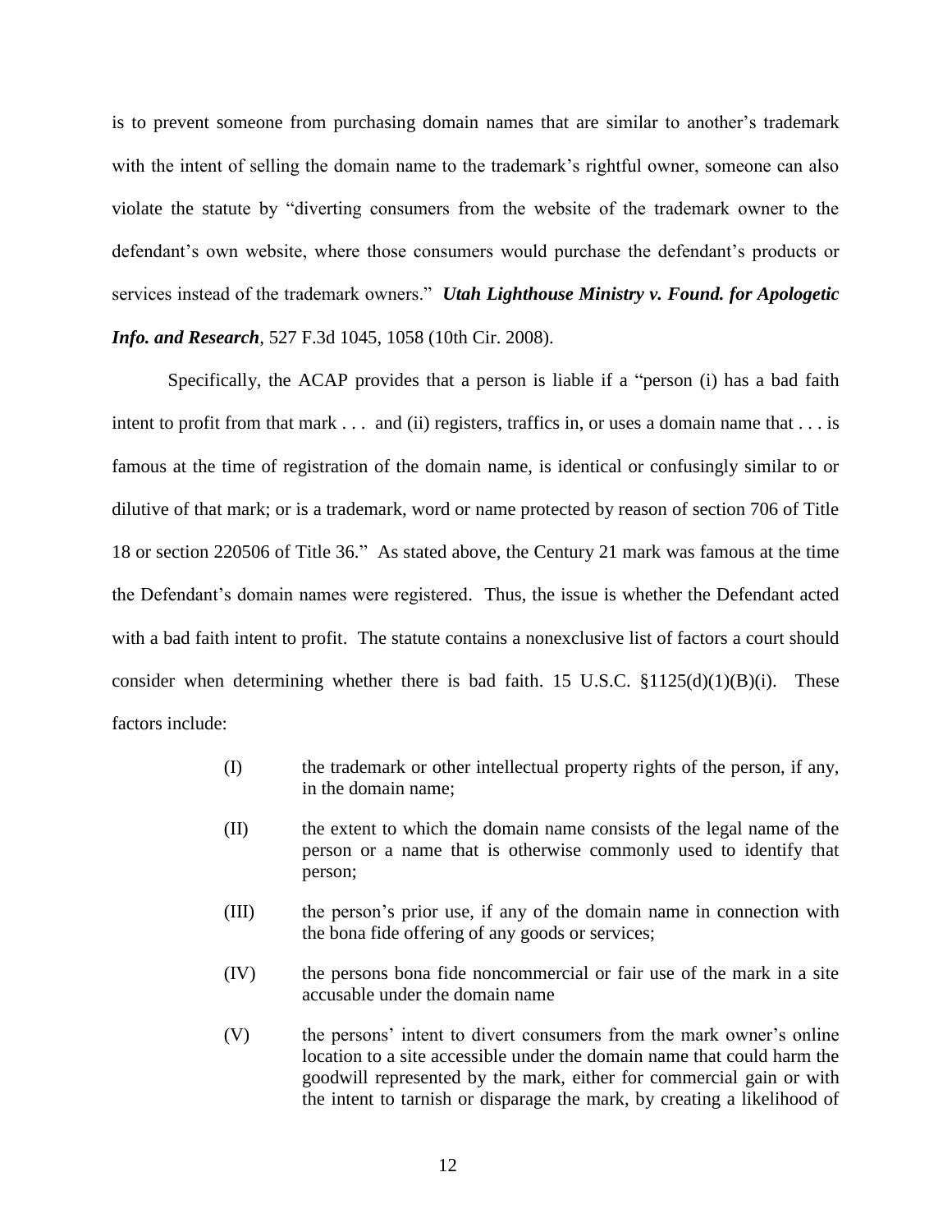is to prevent someone from purchasing domain names that are similar to another's trademark with the intent of selling the domain name to the trademark's rightful owner, someone can also violate the statute by "diverting consumers from the website of the trademark owner to the defendant's own website, where those consumers would purchase the defendant's products or services instead of the trademark owners." ***Utah Lighthouse Ministry v. Found. for Apologetic Info. and Research***, 527 F.3d 1045, 1058 (10th Cir. 2008).

Specifically, the ACAP provides that a person is liable if a "person (i) has a bad faith intent to profit from that mark . . . and (ii) registers, traffics in, or uses a domain name that . . . is famous at the time of registration of the domain name, is identical or confusingly similar to or dilutive of that mark; or is a trademark, word or name protected by reason of section 706 of Title 18 or section 220506 of Title 36." As stated above, the Century 21 mark was famous at the time the Defendant's domain names were registered. Thus, the issue is whether the Defendant acted with a bad faith intent to profit. The statute contains a nonexclusive list of factors a court should consider when determining whether there is bad faith. 15 U.S.C. §1125(d)(1)(B)(i). These factors include:

> (I) the trademark or other intellectual property rights of the person, if any, in the domain name;
>
> (II) the extent to which the domain name consists of the legal name of the person or a name that is otherwise commonly used to identify that person;
>
> (III) the person's prior use, if any of the domain name in connection with the bona fide offering of any goods or services;
>
> (IV) the persons bona fide noncommercial or fair use of the mark in a site accusable under the domain name
>
> (V) the persons' intent to divert consumers from the mark owner's online location to a site accessible under the domain name that could harm the goodwill represented by the mark, either for commercial gain or with the intent to tarnish or disparage the mark, by creating a likelihood of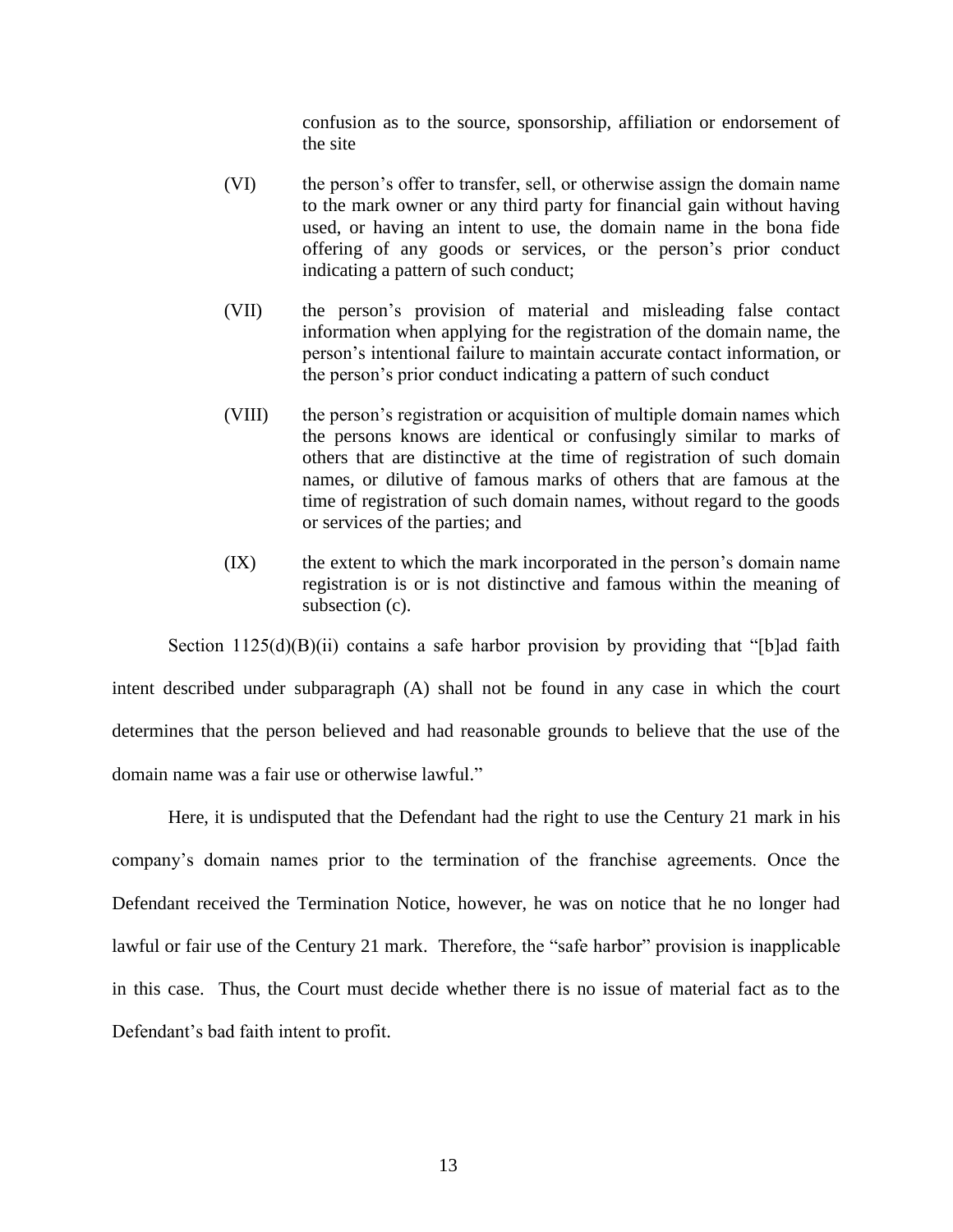confusion as to the source, sponsorship, affiliation or endorsement of the site

(VI) the person's offer to transfer, sell, or otherwise assign the domain name to the mark owner or any third party for financial gain without having used, or having an intent to use, the domain name in the bona fide offering of any goods or services, or the person's prior conduct indicating a pattern of such conduct;

(VII) the person's provision of material and misleading false contact information when applying for the registration of the domain name, the person's intentional failure to maintain accurate contact information, or the person's prior conduct indicating a pattern of such conduct

(VIII) the person's registration or acquisition of multiple domain names which the persons knows are identical or confusingly similar to marks of others that are distinctive at the time of registration of such domain names, or dilutive of famous marks of others that are famous at the time of registration of such domain names, without regard to the goods or services of the parties; and

(IX) the extent to which the mark incorporated in the person's domain name registration is or is not distinctive and famous within the meaning of subsection (c).

Section 1125(d)(B)(ii) contains a safe harbor provision by providing that "[b]ad faith intent described under subparagraph (A) shall not be found in any case in which the court determines that the person believed and had reasonable grounds to believe that the use of the domain name was a fair use or otherwise lawful."

Here, it is undisputed that the Defendant had the right to use the Century 21 mark in his company's domain names prior to the termination of the franchise agreements. Once the Defendant received the Termination Notice, however, he was on notice that he no longer had lawful or fair use of the Century 21 mark. Therefore, the "safe harbor" provision is inapplicable in this case. Thus, the Court must decide whether there is no issue of material fact as to the Defendant's bad faith intent to profit.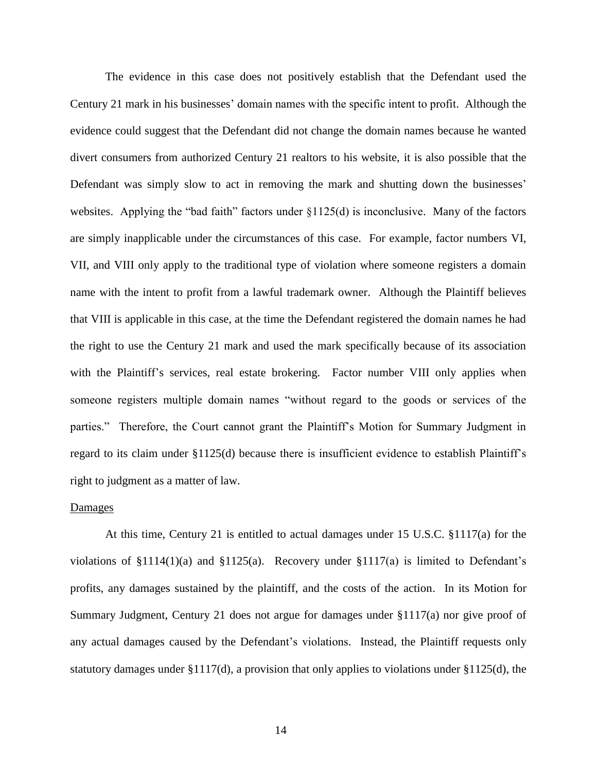The evidence in this case does not positively establish that the Defendant used the Century 21 mark in his businesses' domain names with the specific intent to profit. Although the evidence could suggest that the Defendant did not change the domain names because he wanted divert consumers from authorized Century 21 realtors to his website, it is also possible that the Defendant was simply slow to act in removing the mark and shutting down the businesses' websites. Applying the "bad faith" factors under §1125(d) is inconclusive. Many of the factors are simply inapplicable under the circumstances of this case. For example, factor numbers VI, VII, and VIII only apply to the traditional type of violation where someone registers a domain name with the intent to profit from a lawful trademark owner. Although the Plaintiff believes that VIII is applicable in this case, at the time the Defendant registered the domain names he had the right to use the Century 21 mark and used the mark specifically because of its association with the Plaintiff's services, real estate brokering. Factor number VIII only applies when someone registers multiple domain names "without regard to the goods or services of the parties." Therefore, the Court cannot grant the Plaintiff's Motion for Summary Judgment in regard to its claim under §1125(d) because there is insufficient evidence to establish Plaintiff's right to judgment as a matter of law.

<u>Damages</u>

At this time, Century 21 is entitled to actual damages under 15 U.S.C. §1117(a) for the violations of §1114(1)(a) and §1125(a). Recovery under §1117(a) is limited to Defendant's profits, any damages sustained by the plaintiff, and the costs of the action. In its Motion for Summary Judgment, Century 21 does not argue for damages under §1117(a) nor give proof of any actual damages caused by the Defendant's violations. Instead, the Plaintiff requests only statutory damages under §1117(d), a provision that only applies to violations under §1125(d), the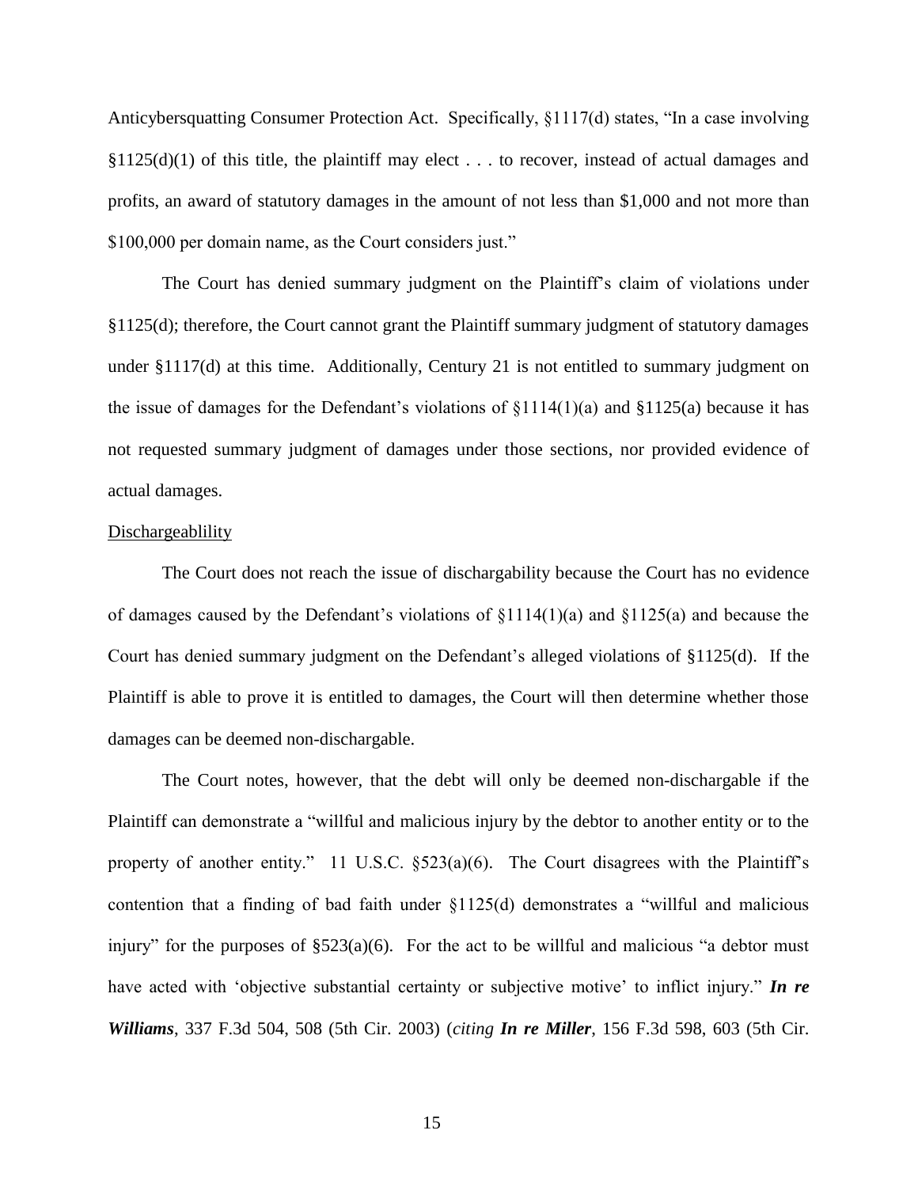Anticybersquatting Consumer Protection Act. Specifically, §1117(d) states, "In a case involving §1125(d)(1) of this title, the plaintiff may elect . . . to recover, instead of actual damages and profits, an award of statutory damages in the amount of not less than $1,000 and not more than $100,000 per domain name, as the Court considers just."

The Court has denied summary judgment on the Plaintiff's claim of violations under §1125(d); therefore, the Court cannot grant the Plaintiff summary judgment of statutory damages under §1117(d) at this time. Additionally, Century 21 is not entitled to summary judgment on the issue of damages for the Defendant's violations of §1114(1)(a) and §1125(a) because it has not requested summary judgment of damages under those sections, nor provided evidence of actual damages.

Dischargeablility

The Court does not reach the issue of dischargability because the Court has no evidence of damages caused by the Defendant's violations of §1114(1)(a) and §1125(a) and because the Court has denied summary judgment on the Defendant's alleged violations of §1125(d). If the Plaintiff is able to prove it is entitled to damages, the Court will then determine whether those damages can be deemed non-dischargable.

The Court notes, however, that the debt will only be deemed non-dischargable if the Plaintiff can demonstrate a "willful and malicious injury by the debtor to another entity or to the property of another entity." 11 U.S.C. §523(a)(6). The Court disagrees with the Plaintiff's contention that a finding of bad faith under §1125(d) demonstrates a "willful and malicious injury" for the purposes of §523(a)(6). For the act to be willful and malicious "a debtor must have acted with 'objective substantial certainty or subjective motive' to inflict injury." ***In re Williams***, 337 F.3d 504, 508 (5th Cir. 2003) (*citing* ***In re Miller***, 156 F.3d 598, 603 (5th Cir.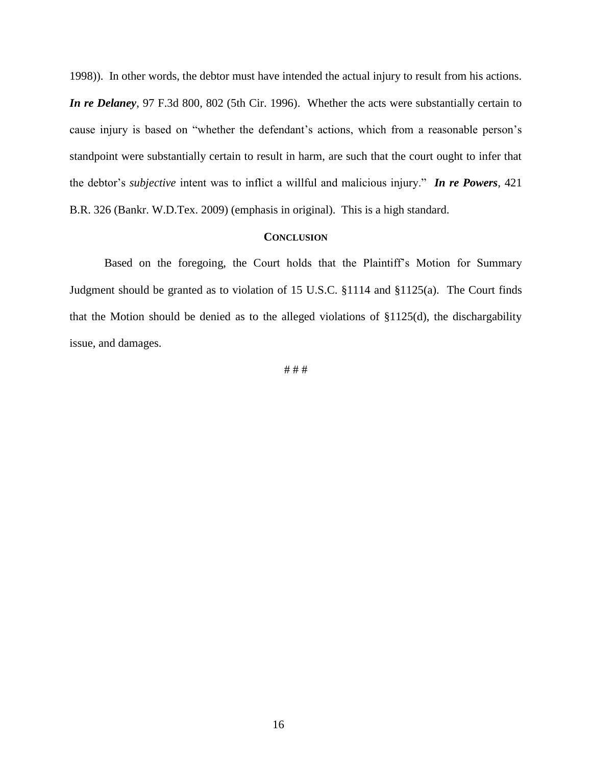1998)). In other words, the debtor must have intended the actual injury to result from his actions. ***In re Delaney***, 97 F.3d 800, 802 (5th Cir. 1996). Whether the acts were substantially certain to cause injury is based on "whether the defendant's actions, which from a reasonable person's standpoint were substantially certain to result in harm, are such that the court ought to infer that the debtor's *subjective* intent was to inflict a willful and malicious injury." ***In re Powers***, 421 B.R. 326 (Bankr. W.D.Tex. 2009) (emphasis in original). This is a high standard.

## CONCLUSION

Based on the foregoing, the Court holds that the Plaintiff's Motion for Summary Judgment should be granted as to violation of 15 U.S.C. §1114 and §1125(a). The Court finds that the Motion should be denied as to the alleged violations of §1125(d), the dischargability issue, and damages.

# # #